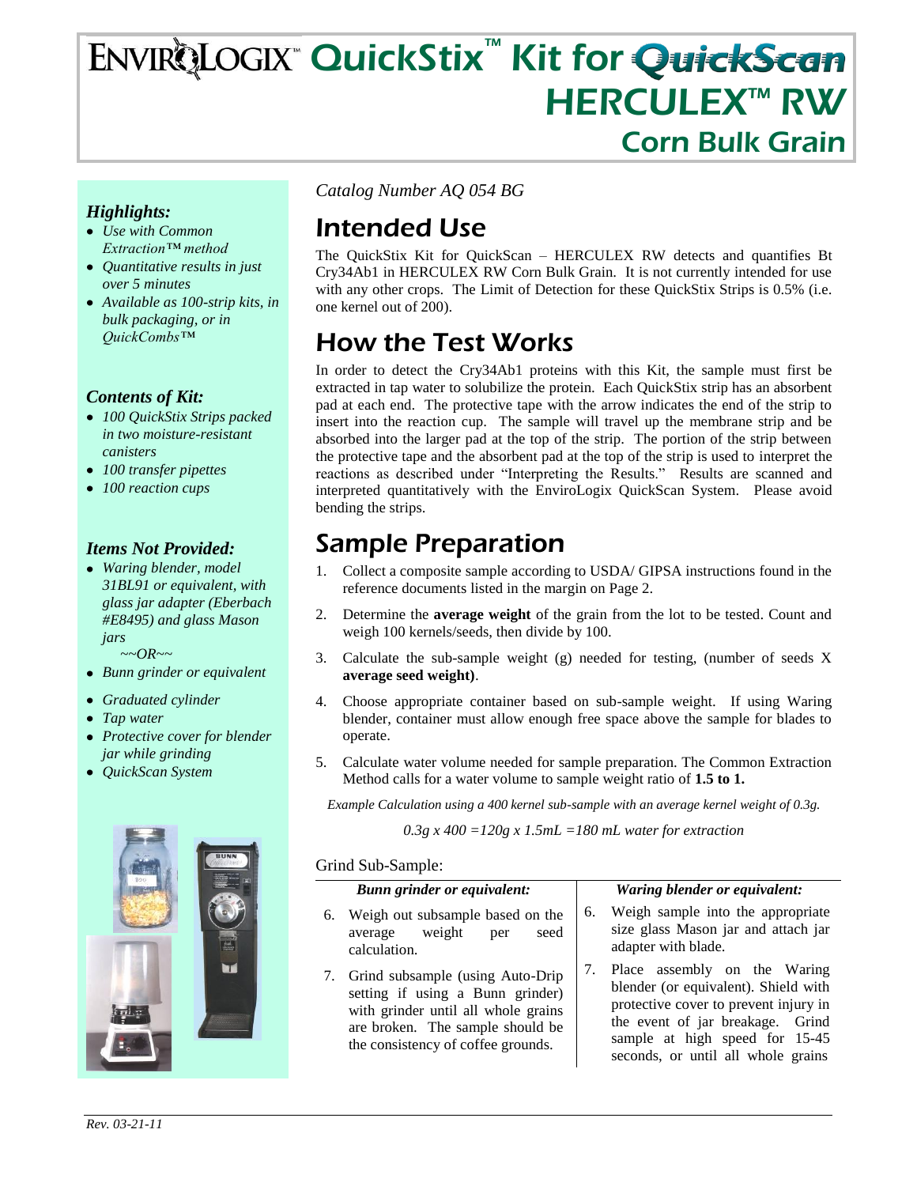# ENVIROLOGIX™ QuickStix™ Kit for QuickScan HERCULEX™ RW Corn Bulk Grain

*Catalog Number AQ 054 BG*

## Intended Use

The QuickStix Kit for QuickScan – HERCULEX RW detects and quantifies Bt Cry34Ab1 in HERCULEX RW Corn Bulk Grain. It is not currently intended for use with any other crops. The Limit of Detection for these QuickStix Strips is 0.5% (i.e. one kernel out of 200).

## How the Test Works

In order to detect the Cry34Ab1 proteins with this Kit, the sample must first be extracted in tap water to solubilize the protein. Each QuickStix strip has an absorbent pad at each end. The protective tape with the arrow indicates the end of the strip to insert into the reaction cup. The sample will travel up the membrane strip and be absorbed into the larger pad at the top of the strip. The portion of the strip between the protective tape and the absorbent pad at the top of the strip is used to interpret the reactions as described under "Interpreting the Results." Results are scanned and interpreted quantitatively with the EnviroLogix QuickScan System. Please avoid bending the strips.

## Sample Preparation

1. Collect a composite sample according to USDA/ GIPSA instructions found in the reference documents listed in the margin on Page 2.
2. Determine the **average weight** of the grain from the lot to be tested. Count and weigh 100 kernels/seeds, then divide by 100.
3. Calculate the sub-sample weight (g) needed for testing, (number of seeds X **average seed weight)**.
4. Choose appropriate container based on sub-sample weight. If using Waring blender, container must allow enough free space above the sample for blades to operate.
5. Calculate water volume needed for sample preparation. The Common Extraction Method calls for a water volume to sample weight ratio of **1.5 to 1.**

*Example Calculation using a 400 kernel sub-sample with an average kernel weight of 0.3g.*

*0.3g x 400 =120g x 1.5mL =180 mL water for extraction*

Grind Sub-Sample:

| *Bunn grinder or equivalent:* | *Waring blender or equivalent:* |
|---|---|
| 6. Weigh out subsample based on the average weight per seed calculation. | 6. Weigh sample into the appropriate size glass Mason jar and attach jar adapter with blade. |
| 7. Grind subsample (using Auto-Drip setting if using a Bunn grinder) with grinder until all whole grains are broken. The sample should be the consistency of coffee grounds. | 7. Place assembly on the Waring blender (or equivalent). Shield with protective cover to prevent injury in the event of jar breakage. Grind sample at high speed for 15-45 seconds, or until all whole grains |

### *Highlights:*

- *Use with Common Extraction™ method*
- *Quantitative results in just over 5 minutes*
- *Available as 100-strip kits, in bulk packaging, or in QuickCombs™*

### *Contents of Kit:*

- *100 QuickStix Strips packed in two moisture-resistant canisters*
- *100 transfer pipettes*
- *100 reaction cups*

### *Items Not Provided:*

- *Waring blender, model 31BL91 or equivalent, with glass jar adapter (Eberbach #E8495) and glass Mason jars*

  *~~OR~~*
- *Bunn grinder or equivalent*
- *Graduated cylinder*
- *Tap water*
- *Protective cover for blender jar while grinding*
- *QuickScan System*

*Rev. 03-21-11*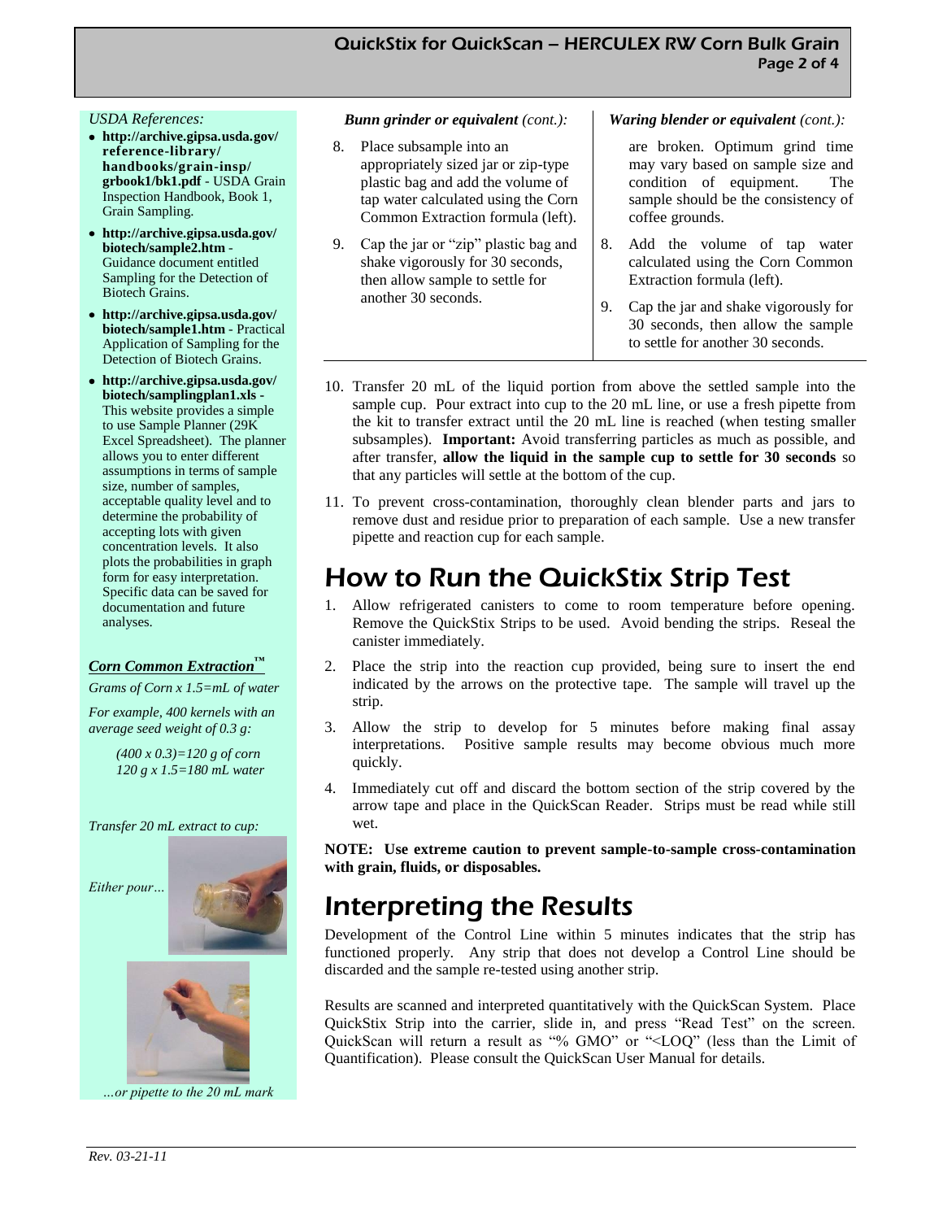*USDA References:*

- **http://archive.gipsa.usda.gov/reference-library/handbooks/grain-insp/grbook1/bk1.pdf** - USDA Grain Inspection Handbook, Book 1, Grain Sampling.
- **http://archive.gipsa.usda.gov/biotech/sample2.htm** - Guidance document entitled Sampling for the Detection of Biotech Grains.
- **http://archive.gipsa.usda.gov/biotech/sample1.htm** - Practical Application of Sampling for the Detection of Biotech Grains.
- **http://archive.gipsa.usda.gov/biotech/samplingplan1.xls** - This website provides a simple to use Sample Planner (29K Excel Spreadsheet). The planner allows you to enter different assumptions in terms of sample size, number of samples, acceptable quality level and to determine the probability of accepting lots with given concentration levels. It also plots the probabilities in graph form for easy interpretation. Specific data can be saved for documentation and future analyses.

***Corn Common Extraction™***

*Grams of Corn x 1.5=mL of water*

*For example, 400 kernels with an average seed weight of 0.3 g:*

*(400 x 0.3)=120 g of corn*
*120 g x 1.5=180 mL water*

*Transfer 20 mL extract to cup:*

*Either pour…*

*…or pipette to the 20 mL mark*

***Bunn grinder or equivalent** (cont.):*

8. Place subsample into an appropriately sized jar or zip-type plastic bag and add the volume of tap water calculated using the Corn Common Extraction formula (left).
9. Cap the jar or "zip" plastic bag and shake vigorously for 30 seconds, then allow sample to settle for another 30 seconds.

***Waring blender or equivalent** (cont.):*

are broken. Optimum grind time may vary based on sample size and condition of equipment. The sample should be the consistency of coffee grounds.

8. Add the volume of tap water calculated using the Corn Common Extraction formula (left).
9. Cap the jar and shake vigorously for 30 seconds, then allow the sample to settle for another 30 seconds.

10. Transfer 20 mL of the liquid portion from above the settled sample into the sample cup. Pour extract into cup to the 20 mL line, or use a fresh pipette from the kit to transfer extract until the 20 mL line is reached (when testing smaller subsamples). **Important:** Avoid transferring particles as much as possible, and after transfer, **allow the liquid in the sample cup to settle for 30 seconds** so that any particles will settle at the bottom of the cup.
11. To prevent cross-contamination, thoroughly clean blender parts and jars to remove dust and residue prior to preparation of each sample. Use a new transfer pipette and reaction cup for each sample.

# How to Run the QuickStix Strip Test

1. Allow refrigerated canisters to come to room temperature before opening. Remove the QuickStix Strips to be used. Avoid bending the strips. Reseal the canister immediately.
2. Place the strip into the reaction cup provided, being sure to insert the end indicated by the arrows on the protective tape. The sample will travel up the strip.
3. Allow the strip to develop for 5 minutes before making final assay interpretations. Positive sample results may become obvious much more quickly.
4. Immediately cut off and discard the bottom section of the strip covered by the arrow tape and place in the QuickScan Reader. Strips must be read while still wet.

**NOTE: Use extreme caution to prevent sample-to-sample cross-contamination with grain, fluids, or disposables.**

# Interpreting the Results

Development of the Control Line within 5 minutes indicates that the strip has functioned properly. Any strip that does not develop a Control Line should be discarded and the sample re-tested using another strip.

Results are scanned and interpreted quantitatively with the QuickScan System. Place QuickStix Strip into the carrier, slide in, and press "Read Test" on the screen. QuickScan will return a result as "% GMO" or "<LOQ" (less than the Limit of Quantification). Please consult the QuickScan User Manual for details.

*Rev. 03-21-11*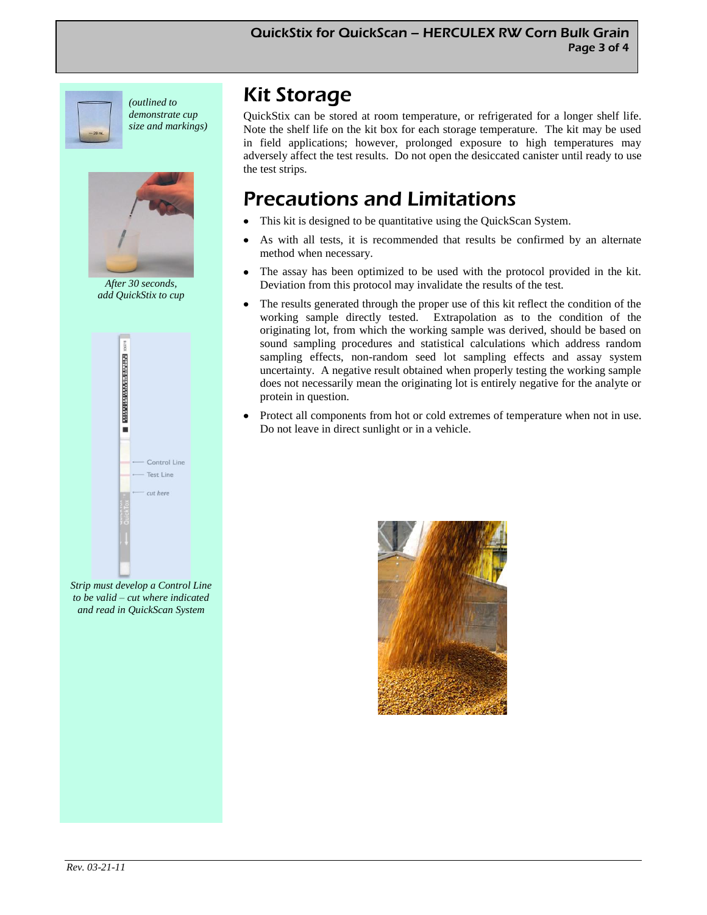*(outlined to demonstrate cup size and markings)*

*After 30 seconds, add QuickStix to cup*

*Strip must develop a Control Line to be valid – cut where indicated and read in QuickScan System*

## Kit Storage

QuickStix can be stored at room temperature, or refrigerated for a longer shelf life. Note the shelf life on the kit box for each storage temperature. The kit may be used in field applications; however, prolonged exposure to high temperatures may adversely affect the test results. Do not open the desiccated canister until ready to use the test strips.

## Precautions and Limitations

- This kit is designed to be quantitative using the QuickScan System.
- As with all tests, it is recommended that results be confirmed by an alternate method when necessary.
- The assay has been optimized to be used with the protocol provided in the kit. Deviation from this protocol may invalidate the results of the test.
- The results generated through the proper use of this kit reflect the condition of the working sample directly tested. Extrapolation as to the condition of the originating lot, from which the working sample was derived, should be based on sound sampling procedures and statistical calculations which address random sampling effects, non-random seed lot sampling effects and assay system uncertainty. A negative result obtained when properly testing the working sample does not necessarily mean the originating lot is entirely negative for the analyte or protein in question.
- Protect all components from hot or cold extremes of temperature when not in use. Do not leave in direct sunlight or in a vehicle.

*Rev. 03-21-11*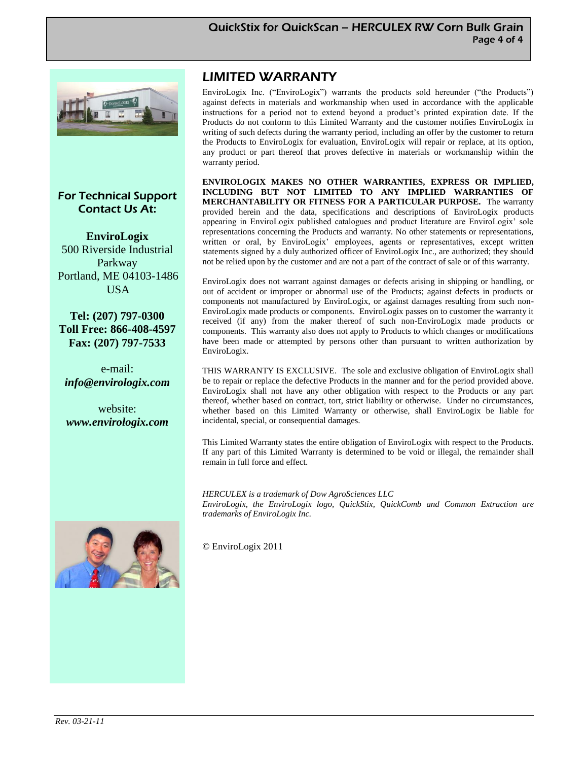## For Technical Support Contact Us At:

**EnviroLogix**
500 Riverside Industrial Parkway
Portland, ME 04103-1486
USA

**Tel: (207) 797-0300**
**Toll Free: 866-408-4597**
**Fax: (207) 797-7533**

e-mail:
***info@envirologix.com***

website:
***www.envirologix.com***

## LIMITED WARRANTY

EnviroLogix Inc. ("EnviroLogix") warrants the products sold hereunder ("the Products") against defects in materials and workmanship when used in accordance with the applicable instructions for a period not to extend beyond a product's printed expiration date. If the Products do not conform to this Limited Warranty and the customer notifies EnviroLogix in writing of such defects during the warranty period, including an offer by the customer to return the Products to EnviroLogix for evaluation, EnviroLogix will repair or replace, at its option, any product or part thereof that proves defective in materials or workmanship within the warranty period.

**ENVIROLOGIX MAKES NO OTHER WARRANTIES, EXPRESS OR IMPLIED, INCLUDING BUT NOT LIMITED TO ANY IMPLIED WARRANTIES OF MERCHANTABILITY OR FITNESS FOR A PARTICULAR PURPOSE.** The warranty provided herein and the data, specifications and descriptions of EnviroLogix products appearing in EnviroLogix published catalogues and product literature are EnviroLogix' sole representations concerning the Products and warranty. No other statements or representations, written or oral, by EnviroLogix' employees, agents or representatives, except written statements signed by a duly authorized officer of EnviroLogix Inc., are authorized; they should not be relied upon by the customer and are not a part of the contract of sale or of this warranty.

EnviroLogix does not warrant against damages or defects arising in shipping or handling, or out of accident or improper or abnormal use of the Products; against defects in products or components not manufactured by EnviroLogix, or against damages resulting from such non-EnviroLogix made products or components. EnviroLogix passes on to customer the warranty it received (if any) from the maker thereof of such non-EnviroLogix made products or components. This warranty also does not apply to Products to which changes or modifications have been made or attempted by persons other than pursuant to written authorization by EnviroLogix.

THIS WARRANTY IS EXCLUSIVE. The sole and exclusive obligation of EnviroLogix shall be to repair or replace the defective Products in the manner and for the period provided above. EnviroLogix shall not have any other obligation with respect to the Products or any part thereof, whether based on contract, tort, strict liability or otherwise. Under no circumstances, whether based on this Limited Warranty or otherwise, shall EnviroLogix be liable for incidental, special, or consequential damages.

This Limited Warranty states the entire obligation of EnviroLogix with respect to the Products. If any part of this Limited Warranty is determined to be void or illegal, the remainder shall remain in full force and effect.

*HERCULEX is a trademark of Dow AgroSciences LLC*
*EnviroLogix, the EnviroLogix logo, QuickStix, QuickComb and Common Extraction are trademarks of EnviroLogix Inc.*

© EnviroLogix 2011

*Rev. 03-21-11*